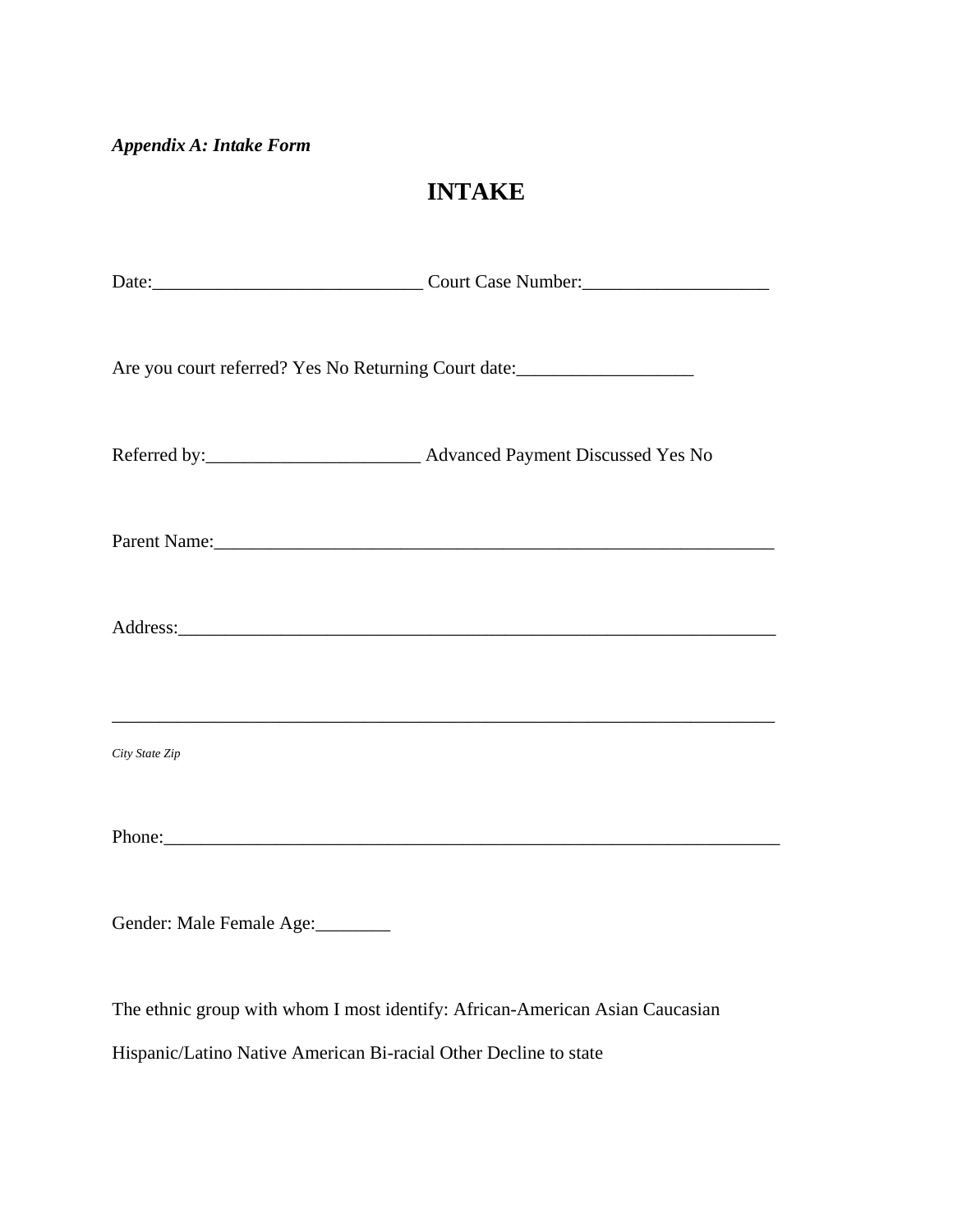***Appendix A: Intake Form***

# INTAKE

Date:_____________________________ Court Case Number:____________________

Are you court referred? Yes No Returning Court date:___________________

Referred by:_______________________ Advanced Payment Discussed Yes No

Parent Name:_____________________________________________________________

Address:_________________________________________________________________

_________________________________________________________________________

*City State Zip*

Phone:___________________________________________________________________

Gender: Male Female Age:________

The ethnic group with whom I most identify: African-American Asian Caucasian

Hispanic/Latino Native American Bi-racial Other Decline to state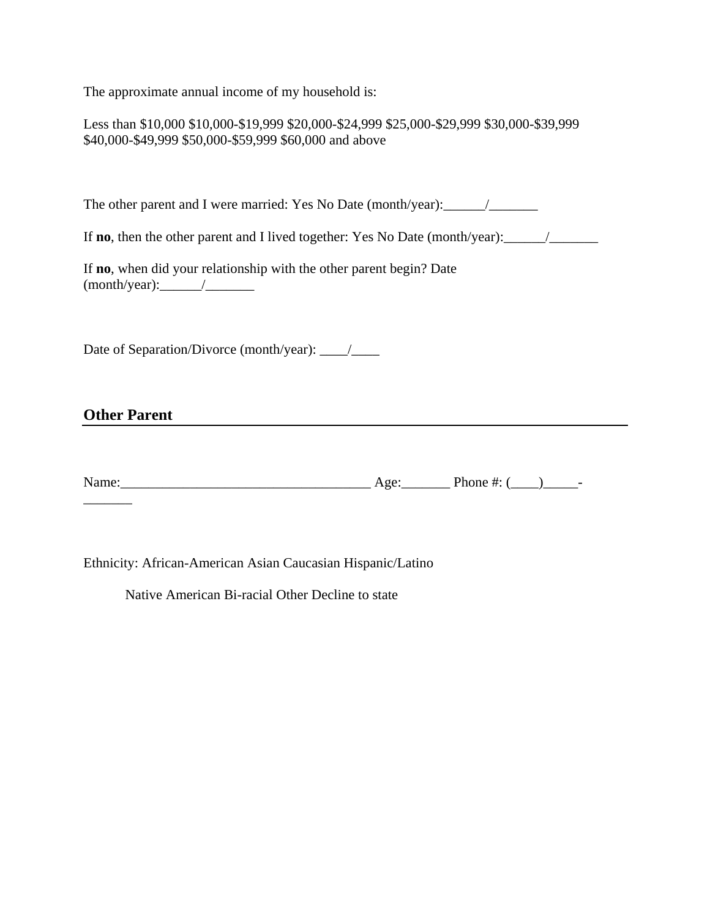The approximate annual income of my household is:

Less than $10,000 $10,000-$19,999 $20,000-$24,999 $25,000-$29,999 $30,000-$39,999 $40,000-$49,999 $50,000-$59,999 $60,000 and above

The other parent and I were married: Yes No Date (month/year):______/_______

If **no**, then the other parent and I lived together: Yes No Date (month/year):______/_______

If **no**, when did your relationship with the other parent begin? Date (month/year):______/_______

Date of Separation/Divorce (month/year): ____/____

## Other Parent

Name:____________________________________ Age:_______ Phone #: (____)_____-_______

Ethnicity: African-American Asian Caucasian Hispanic/Latino

Native American Bi-racial Other Decline to state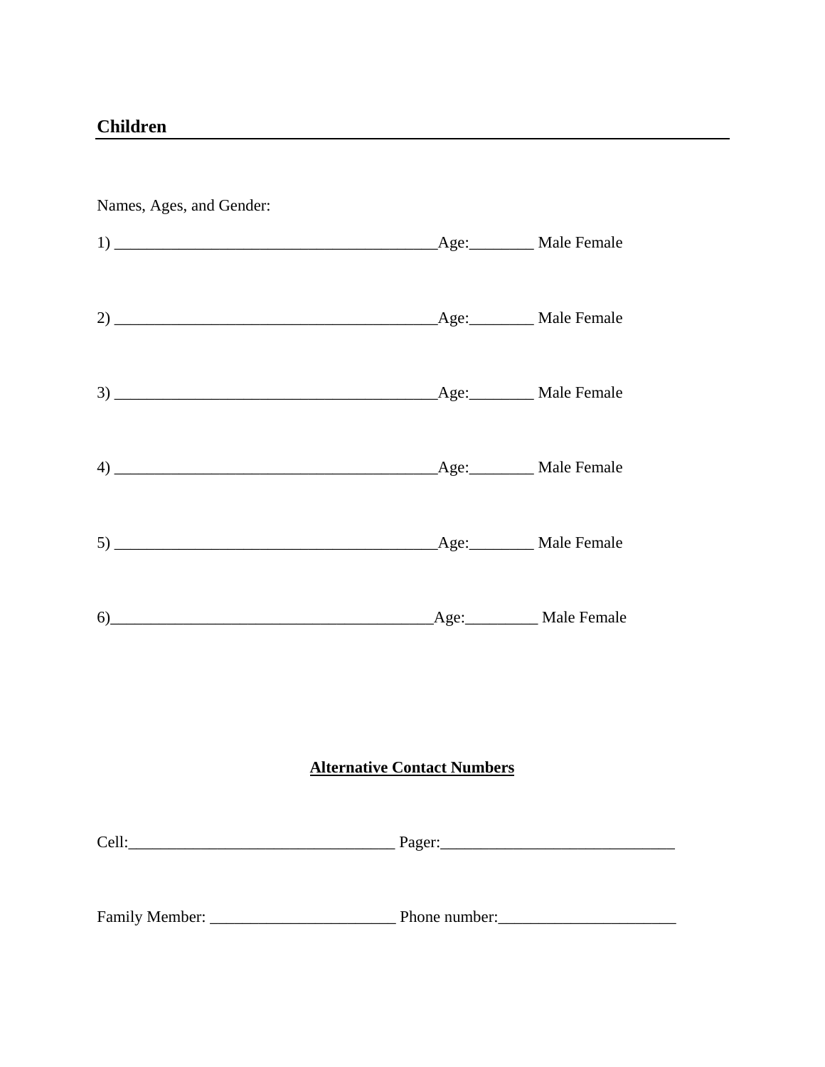## Children

Names, Ages, and Gender:

1) ________________________________________Age:________ Male Female

2) ________________________________________Age:________ Male Female

3) ________________________________________Age:________ Male Female

4) ________________________________________Age:________ Male Female

5) ________________________________________Age:________ Male Female

6)________________________________________Age:_________ Male Female

## Alternative Contact Numbers

Cell:_________________________________ Pager:_____________________________

Family Member: _______________________ Phone number:______________________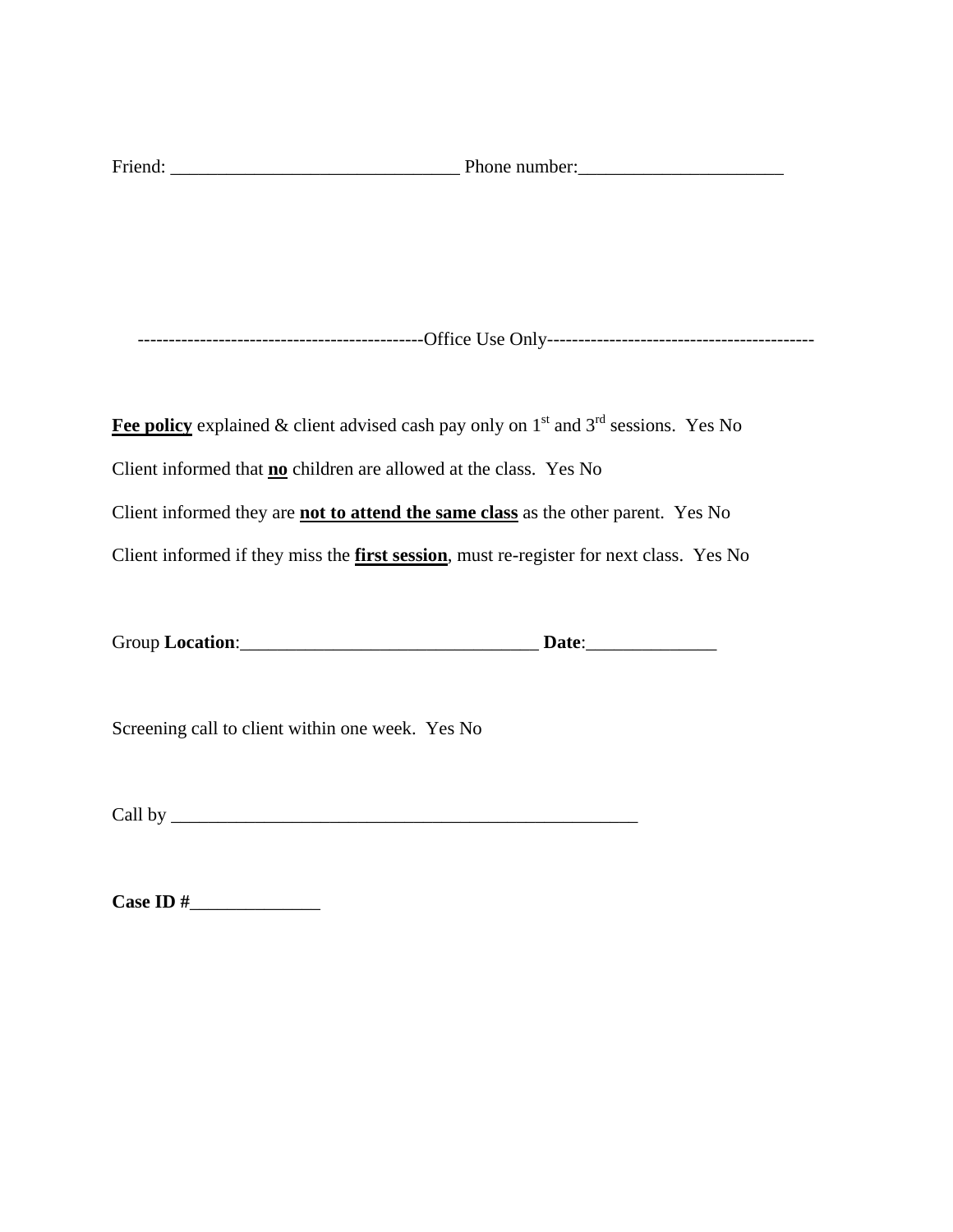Friend: _______________________________ Phone number:______________________

----------------------------------------------Office Use Only-------------------------------------------

**Fee policy** explained & client advised cash pay only on 1st and 3rd sessions.  Yes No

Client informed that **no** children are allowed at the class.  Yes No

Client informed they are **not to attend the same class** as the other parent.  Yes No

Client informed if they miss the **first session**, must re-register for next class.  Yes No

Group **Location**:________________________________ **Date**:______________

Screening call to client within one week.  Yes No

Call by ____________________________________________________

**Case ID #**______________